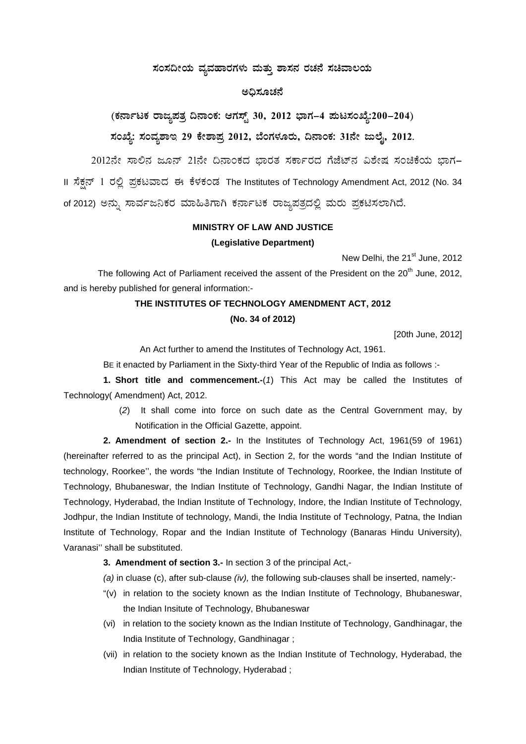**ಸಂಸದೀಯ ವ್ಯವಹಾರಗಳು ಮತ್ತು ಶಾಸನ ರಚನೆ ಸಚಿವಾಲಯ**

**ಅಧಿಸೂಚನೆ**

**(ಕರ್ನಾಟಕ ರಾಜ್ಯಪತ್ರ ದಿನಾಂಕ: ಆಗಸ್ಟ್ 30, 2012 ಭಾಗ–4 ಪುಟಸಂಖ್ಯೆ:200–204)**

**ಸಂಖ್ಯೆ: ಸಂವ್ಯಶಾಇ 29 ಕೇಶಾಪ್ರ 2012, ಬೆಂಗಳೂರು, ದಿನಾಂಕ: 31ನೇ ಜುಲೈ, 2012.**

2012ನೇ ಸಾಲಿನ ಜೂನ್ 21ನೇ ದಿನಾಂಕದ ಭಾರತ ಸರ್ಕಾರದ ಗೆಜೆಟ್‌ನ ವಿಶೇಷ ಸಂಚಿಕೆಯ ಭಾಗ–II ಸೆಕ್ಷನ್ 1 ರಲ್ಲಿ ಪ್ರಕಟವಾದ ಈ ಕೆಳಕಂಡ The Institutes of Technology Amendment Act, 2012 (No. 34 of 2012) ಅನ್ನು ಸಾರ್ವಜನಿಕರ ಮಾಹಿತಿಗಾಗಿ ಕರ್ನಾಟಕ ರಾಜ್ಯಪತ್ರದಲ್ಲಿ ಮರು ಪ್ರಕಟಿಸಲಾಗಿದೆ.

**MINISTRY OF LAW AND JUSTICE**

**(Legislative Department)**

New Delhi, the 21st June, 2012

The following Act of Parliament received the assent of the President on the 20th June, 2012, and is hereby published for general information:-

**THE INSTITUTES OF TECHNOLOGY AMENDMENT ACT, 2012**

**(No. 34 of 2012)**

[20th June, 2012]

An Act further to amend the Institutes of Technology Act, 1961.

BE it enacted by Parliament in the Sixty-third Year of the Republic of India as follows :-

**1. Short title and commencement.-**(*1*) This Act may be called the Institutes of Technology( Amendment) Act, 2012.

(*2*) It shall come into force on such date as the Central Government may, by Notification in the Official Gazette, appoint.

**2. Amendment of section 2.-** In the Institutes of Technology Act, 1961(59 of 1961) (hereinafter referred to as the principal Act), in Section 2, for the words "and the Indian Institute of technology, Roorkee'', the words "the Indian Institute of Technology, Roorkee, the Indian Institute of Technology, Bhubaneswar, the Indian Institute of Technology, Gandhi Nagar, the Indian Institute of Technology, Hyderabad, the Indian Institute of Technology, Indore, the Indian Institute of Technology, Jodhpur, the Indian Institute of technology, Mandi, the India Institute of Technology, Patna, the Indian Institute of Technology, Ropar and the Indian Institute of Technology (Banaras Hindu University), Varanasi'' shall be substituted.

**3. Amendment of section 3.-** In section 3 of the principal Act,-

*(a)* in cluase (c), after sub-clause *(iv),* the following sub-clauses shall be inserted, namely:-

"(v) in relation to the society known as the Indian Institute of Technology, Bhubaneswar, the Indian Insitute of Technology, Bhubaneswar

(vi) in relation to the society known as the Indian Institute of Technology, Gandhinagar, the India Institute of Technology, Gandhinagar ;

(vii) in relation to the society known as the Indian Institute of Technology, Hyderabad, the Indian Institute of Technology, Hyderabad ;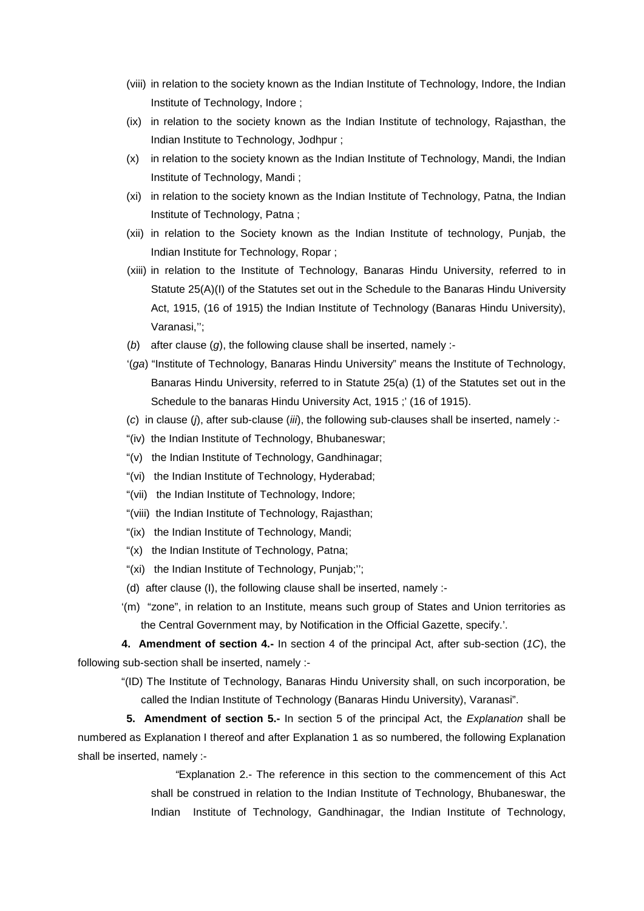(viii) in relation to the society known as the Indian Institute of Technology, Indore, the Indian Institute of Technology, Indore ;

(ix) in relation to the society known as the Indian Institute of technology, Rajasthan, the Indian Institute to Technology, Jodhpur ;

(x) in relation to the society known as the Indian Institute of Technology, Mandi, the Indian Institute of Technology, Mandi ;

(xi) in relation to the society known as the Indian Institute of Technology, Patna, the Indian Institute of Technology, Patna ;

(xii) in relation to the Society known as the Indian Institute of technology, Punjab, the Indian Institute for Technology, Ropar ;

(xiii) in relation to the Institute of Technology, Banaras Hindu University, referred to in Statute 25(A)(I) of the Statutes set out in the Schedule to the Banaras Hindu University Act, 1915, (16 of 1915) the Indian Institute of Technology (Banaras Hindu University), Varanasi,'';

(*b*) after clause (*g*), the following clause shall be inserted, namely :-

'(*ga*) "Institute of Technology, Banaras Hindu University" means the Institute of Technology, Banaras Hindu University, referred to in Statute 25(a) (1) of the Statutes set out in the Schedule to the banaras Hindu University Act, 1915 ;' (16 of 1915).

(*c*) in clause (*j*), after sub-clause (*iii*), the following sub-clauses shall be inserted, namely :-

"(iv) the Indian Institute of Technology, Bhubaneswar;

"(v) the Indian Institute of Technology, Gandhinagar;

"(vi) the Indian Institute of Technology, Hyderabad;

"(vii) the Indian Institute of Technology, Indore;

"(viii) the Indian Institute of Technology, Rajasthan;

"(ix) the Indian Institute of Technology, Mandi;

"(x) the Indian Institute of Technology, Patna;

"(xi) the Indian Institute of Technology, Punjab;'';

(d) after clause (I), the following clause shall be inserted, namely :-

'(m) "zone", in relation to an Institute, means such group of States and Union territories as the Central Government may, by Notification in the Official Gazette, specify.'.

**4. Amendment of section 4.-** In section 4 of the principal Act, after sub-section (*1C*), the following sub-section shall be inserted, namely :-

"(ID) The Institute of Technology, Banaras Hindu University shall, on such incorporation, be called the Indian Institute of Technology (Banaras Hindu University), Varanasi".

**5. Amendment of section 5.-** In section 5 of the principal Act, the *Explanation* shall be numbered as Explanation I thereof and after Explanation 1 as so numbered, the following Explanation shall be inserted, namely :-

"Explanation 2.- The reference in this section to the commencement of this Act shall be construed in relation to the Indian Institute of Technology, Bhubaneswar, the Indian Institute of Technology, Gandhinagar, the Indian Institute of Technology,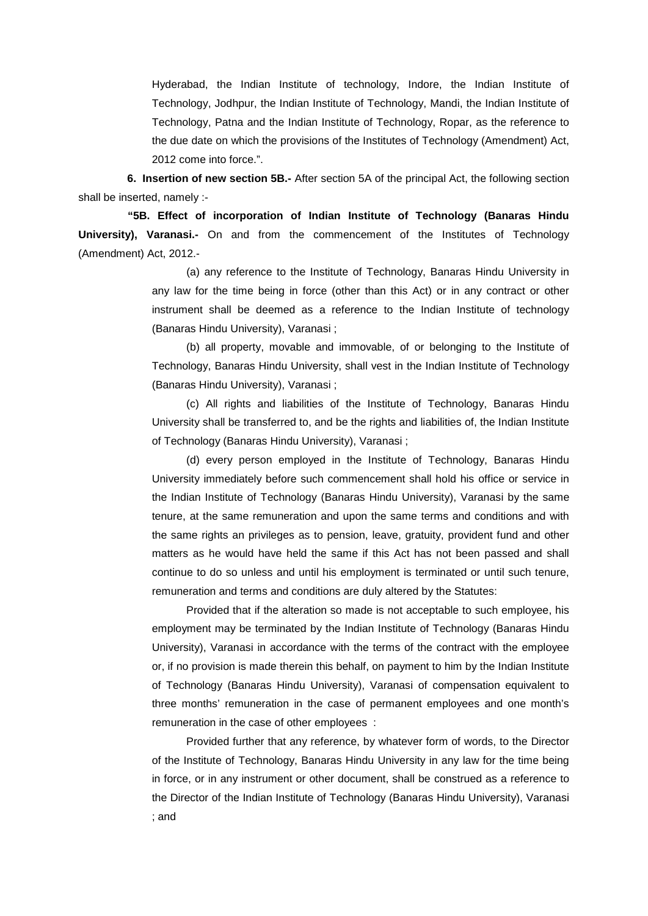Hyderabad, the Indian Institute of technology, Indore, the Indian Institute of Technology, Jodhpur, the Indian Institute of Technology, Mandi, the Indian Institute of Technology, Patna and the Indian Institute of Technology, Ropar, as the reference to the due date on which the provisions of the Institutes of Technology (Amendment) Act, 2012 come into force.".

**6. Insertion of new section 5B.-** After section 5A of the principal Act, the following section shall be inserted, namely :-

**"5B. Effect of incorporation of Indian Institute of Technology (Banaras Hindu University), Varanasi.-** On and from the commencement of the Institutes of Technology (Amendment) Act, 2012.-

(a) any reference to the Institute of Technology, Banaras Hindu University in any law for the time being in force (other than this Act) or in any contract or other instrument shall be deemed as a reference to the Indian Institute of technology (Banaras Hindu University), Varanasi ;

(b) all property, movable and immovable, of or belonging to the Institute of Technology, Banaras Hindu University, shall vest in the Indian Institute of Technology (Banaras Hindu University), Varanasi ;

(c) All rights and liabilities of the Institute of Technology, Banaras Hindu University shall be transferred to, and be the rights and liabilities of, the Indian Institute of Technology (Banaras Hindu University), Varanasi ;

(d) every person employed in the Institute of Technology, Banaras Hindu University immediately before such commencement shall hold his office or service in the Indian Institute of Technology (Banaras Hindu University), Varanasi by the same tenure, at the same remuneration and upon the same terms and conditions and with the same rights an privileges as to pension, leave, gratuity, provident fund and other matters as he would have held the same if this Act has not been passed and shall continue to do so unless and until his employment is terminated or until such tenure, remuneration and terms and conditions are duly altered by the Statutes:

Provided that if the alteration so made is not acceptable to such employee, his employment may be terminated by the Indian Institute of Technology (Banaras Hindu University), Varanasi in accordance with the terms of the contract with the employee or, if no provision is made therein this behalf, on payment to him by the Indian Institute of Technology (Banaras Hindu University), Varanasi of compensation equivalent to three months' remuneration in the case of permanent employees and one month's remuneration in the case of other employees :

Provided further that any reference, by whatever form of words, to the Director of the Institute of Technology, Banaras Hindu University in any law for the time being in force, or in any instrument or other document, shall be construed as a reference to the Director of the Indian Institute of Technology (Banaras Hindu University), Varanasi ; and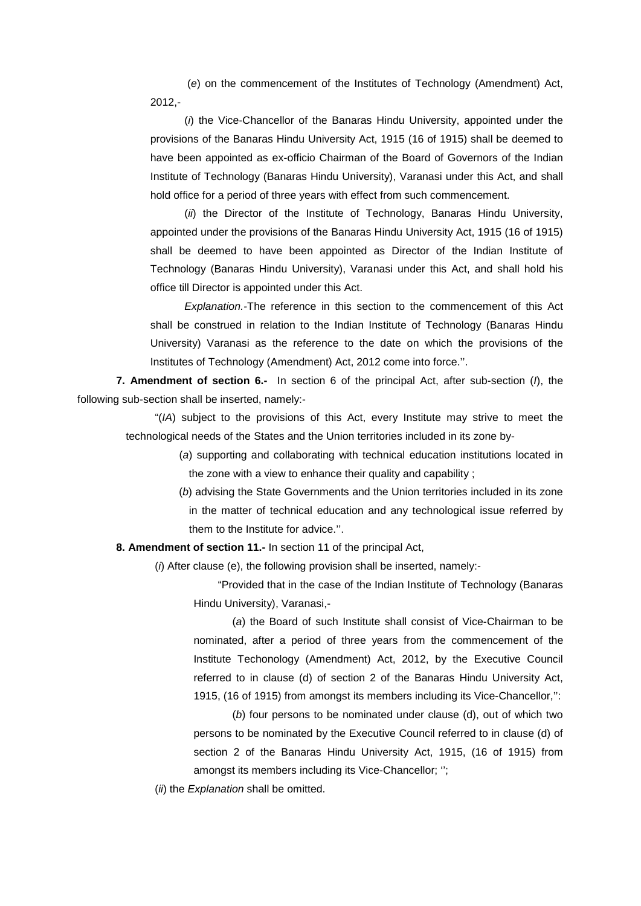(*e*) on the commencement of the Institutes of Technology (Amendment) Act, 2012,-

(*i*) the Vice-Chancellor of the Banaras Hindu University, appointed under the provisions of the Banaras Hindu University Act, 1915 (16 of 1915) shall be deemed to have been appointed as ex-officio Chairman of the Board of Governors of the Indian Institute of Technology (Banaras Hindu University), Varanasi under this Act, and shall hold office for a period of three years with effect from such commencement.

(*ii*) the Director of the Institute of Technology, Banaras Hindu University, appointed under the provisions of the Banaras Hindu University Act, 1915 (16 of 1915) shall be deemed to have been appointed as Director of the Indian Institute of Technology (Banaras Hindu University), Varanasi under this Act, and shall hold his office till Director is appointed under this Act.

*Explanation.*-The reference in this section to the commencement of this Act shall be construed in relation to the Indian Institute of Technology (Banaras Hindu University) Varanasi as the reference to the date on which the provisions of the Institutes of Technology (Amendment) Act, 2012 come into force.''.

**7. Amendment of section 6.-** In section 6 of the principal Act, after sub-section (*I*), the following sub-section shall be inserted, namely:-

"(*IA*) subject to the provisions of this Act, every Institute may strive to meet the technological needs of the States and the Union territories included in its zone by-

(*a*) supporting and collaborating with technical education institutions located in the zone with a view to enhance their quality and capability ;

(*b*) advising the State Governments and the Union territories included in its zone in the matter of technical education and any technological issue referred by them to the Institute for advice.''.

**8. Amendment of section 11.-** In section 11 of the principal Act,

(*i*) After clause (e), the following provision shall be inserted, namely:-

"Provided that in the case of the Indian Institute of Technology (Banaras Hindu University), Varanasi,-

(*a*) the Board of such Institute shall consist of Vice-Chairman to be nominated, after a period of three years from the commencement of the Institute Techonology (Amendment) Act, 2012, by the Executive Council referred to in clause (d) of section 2 of the Banaras Hindu University Act, 1915, (16 of 1915) from amongst its members including its Vice-Chancellor,'':

(*b*) four persons to be nominated under clause (d), out of which two persons to be nominated by the Executive Council referred to in clause (d) of section 2 of the Banaras Hindu University Act, 1915, (16 of 1915) from amongst its members including its Vice-Chancellor; '';

(*ii*) the *Explanation* shall be omitted.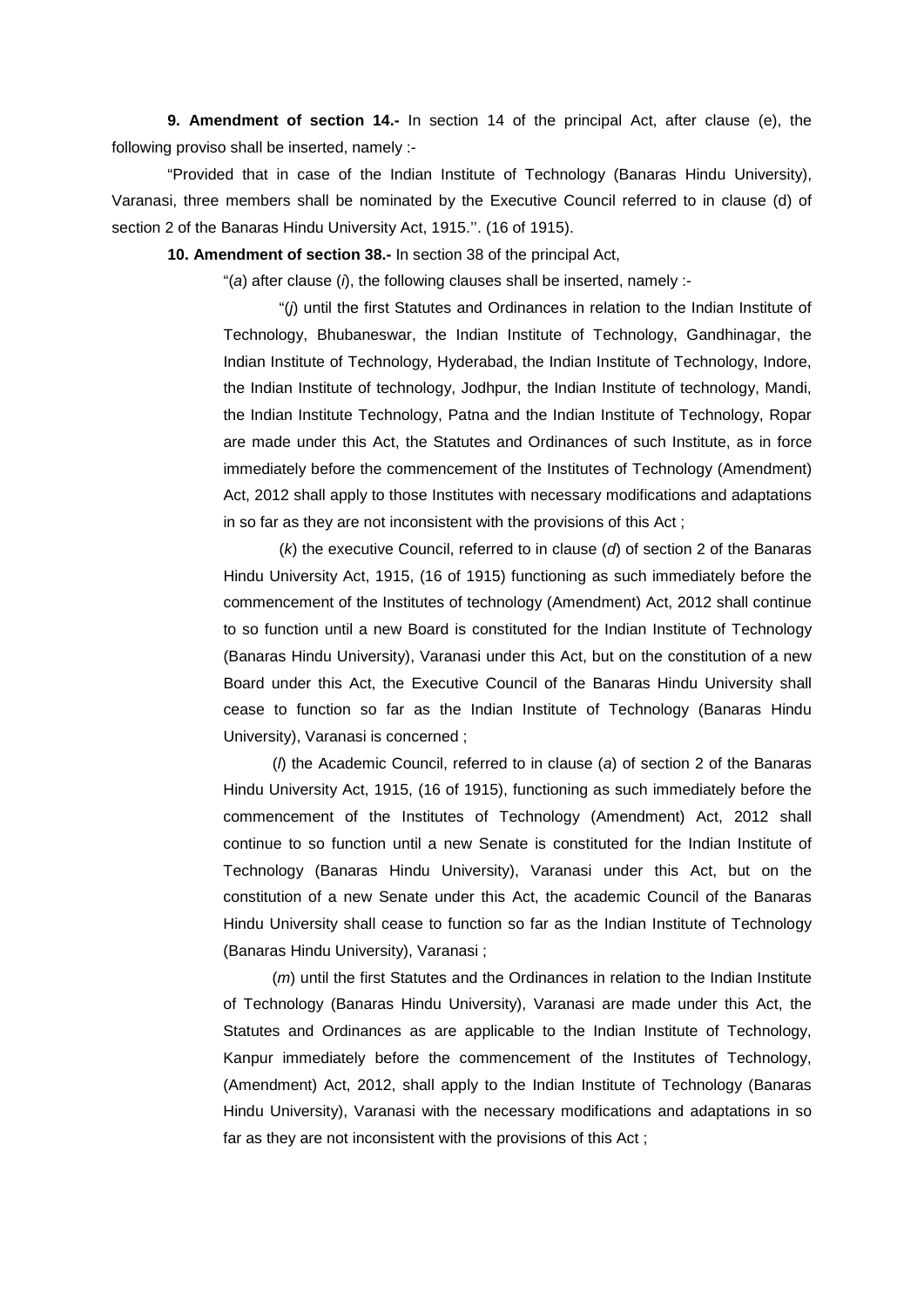**9. Amendment of section 14.-** In section 14 of the principal Act, after clause (e), the following proviso shall be inserted, namely :-

"Provided that in case of the Indian Institute of Technology (Banaras Hindu University), Varanasi, three members shall be nominated by the Executive Council referred to in clause (d) of section 2 of the Banaras Hindu University Act, 1915.''. (16 of 1915).

**10. Amendment of section 38.-** In section 38 of the principal Act,

"(*a*) after clause (*i*), the following clauses shall be inserted, namely :-

"(*j*) until the first Statutes and Ordinances in relation to the Indian Institute of Technology, Bhubaneswar, the Indian Institute of Technology, Gandhinagar, the Indian Institute of Technology, Hyderabad, the Indian Institute of Technology, Indore, the Indian Institute of technology, Jodhpur, the Indian Institute of technology, Mandi, the Indian Institute Technology, Patna and the Indian Institute of Technology, Ropar are made under this Act, the Statutes and Ordinances of such Institute, as in force immediately before the commencement of the Institutes of Technology (Amendment) Act, 2012 shall apply to those Institutes with necessary modifications and adaptations in so far as they are not inconsistent with the provisions of this Act ;

(*k*) the executive Council, referred to in clause (*d*) of section 2 of the Banaras Hindu University Act, 1915, (16 of 1915) functioning as such immediately before the commencement of the Institutes of technology (Amendment) Act, 2012 shall continue to so function until a new Board is constituted for the Indian Institute of Technology (Banaras Hindu University), Varanasi under this Act, but on the constitution of a new Board under this Act, the Executive Council of the Banaras Hindu University shall cease to function so far as the Indian Institute of Technology (Banaras Hindu University), Varanasi is concerned ;

(*l*) the Academic Council, referred to in clause (*a*) of section 2 of the Banaras Hindu University Act, 1915, (16 of 1915), functioning as such immediately before the commencement of the Institutes of Technology (Amendment) Act, 2012 shall continue to so function until a new Senate is constituted for the Indian Institute of Technology (Banaras Hindu University), Varanasi under this Act, but on the constitution of a new Senate under this Act, the academic Council of the Banaras Hindu University shall cease to function so far as the Indian Institute of Technology (Banaras Hindu University), Varanasi ;

(*m*) until the first Statutes and the Ordinances in relation to the Indian Institute of Technology (Banaras Hindu University), Varanasi are made under this Act, the Statutes and Ordinances as are applicable to the Indian Institute of Technology, Kanpur immediately before the commencement of the Institutes of Technology, (Amendment) Act, 2012, shall apply to the Indian Institute of Technology (Banaras Hindu University), Varanasi with the necessary modifications and adaptations in so far as they are not inconsistent with the provisions of this Act ;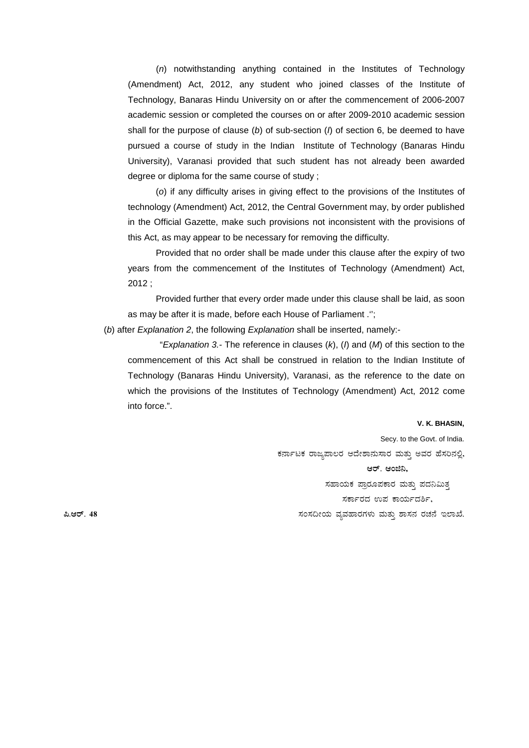(*n*) notwithstanding anything contained in the Institutes of Technology (Amendment) Act, 2012, any student who joined classes of the Institute of Technology, Banaras Hindu University on or after the commencement of 2006-2007 academic session or completed the courses on or after 2009-2010 academic session shall for the purpose of clause (*b*) of sub-section (*l*) of section 6, be deemed to have pursued a course of study in the Indian Institute of Technology (Banaras Hindu University), Varanasi provided that such student has not already been awarded degree or diploma for the same course of study ;

(*o*) if any difficulty arises in giving effect to the provisions of the Institutes of technology (Amendment) Act, 2012, the Central Government may, by order published in the Official Gazette, make such provisions not inconsistent with the provisions of this Act, as may appear to be necessary for removing the difficulty.

Provided that no order shall be made under this clause after the expiry of two years from the commencement of the Institutes of Technology (Amendment) Act, 2012 ;

Provided further that every order made under this clause shall be laid, as soon as may be after it is made, before each House of Parliament .'';

(*b*) after *Explanation 2*, the following *Explanation* shall be inserted, namely:-

"*Explanation 3.-* The reference in clauses (*k*), (*l*) and (*M*) of this section to the commencement of this Act shall be construed in relation to the Indian Institute of Technology (Banaras Hindu University), Varanasi, as the reference to the date on which the provisions of the Institutes of Technology (Amendment) Act, 2012 come into force.".

**V. K. BHASIN,**

Secy. to the Govt. of India.

ಕರ್ನಾಟಕ ರಾಜ್ಯಪಾಲರ ಆದೇಶಾನುಸಾರ ಮತ್ತು ಅವರ ಹೆಸರಿನಲ್ಲಿ,

**ಆರ್. ಆಂಜಿನಿ,**

ಸಹಾಯಕ ಪ್ರಾರೂಪಕಾರ ಮತ್ತು ಪದನಿಮಿತ್ತ

ಸರ್ಕಾರದ ಉಪ ಕಾರ್ಯದರ್ಶಿ,

ಸಂಸದೀಯ ವ್ಯವಹಾರಗಳು ಮತ್ತು ಶಾಸನ ರಚನೆ ಇಲಾಖೆ.

**ಪಿ.ಆರ್. 48**